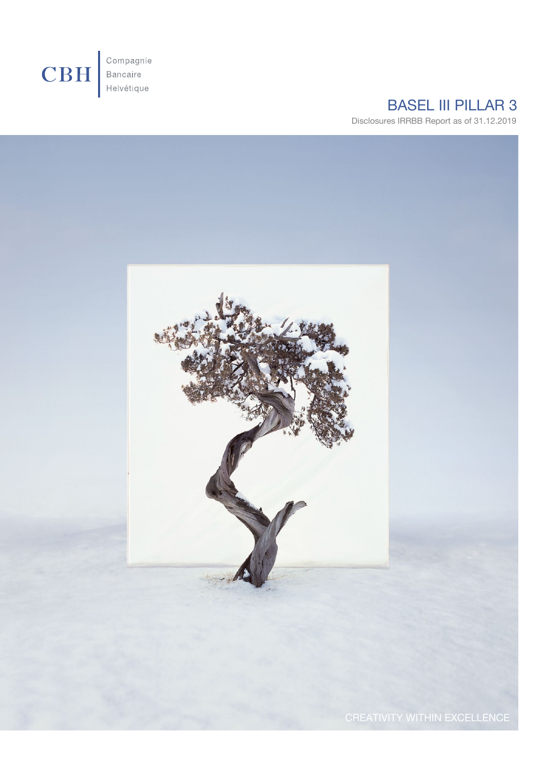CBH Compagnie Bancaire Helvétique

# BASEL III PILLAR 3

Disclosures IRRBB Report as of 31.12.2019

CREATIVITY WITHIN EXCELLENCE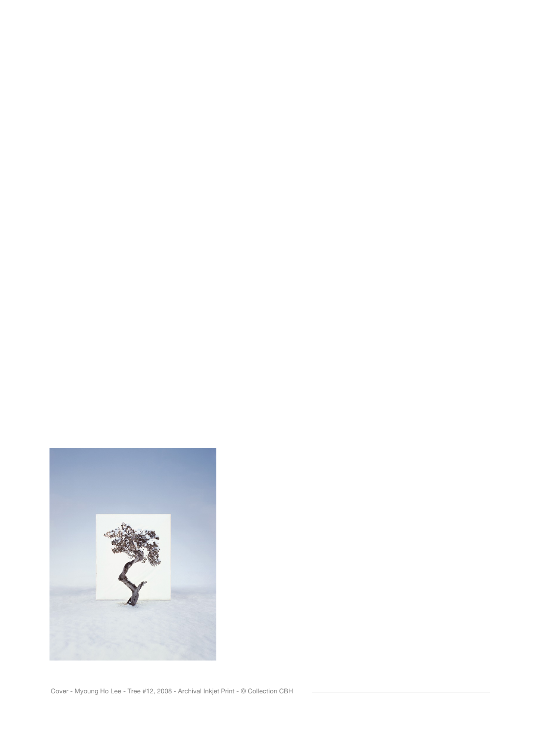Cover - Myoung Ho Lee - Tree #12, 2008 - Archival Inkjet Print - © Collection CBH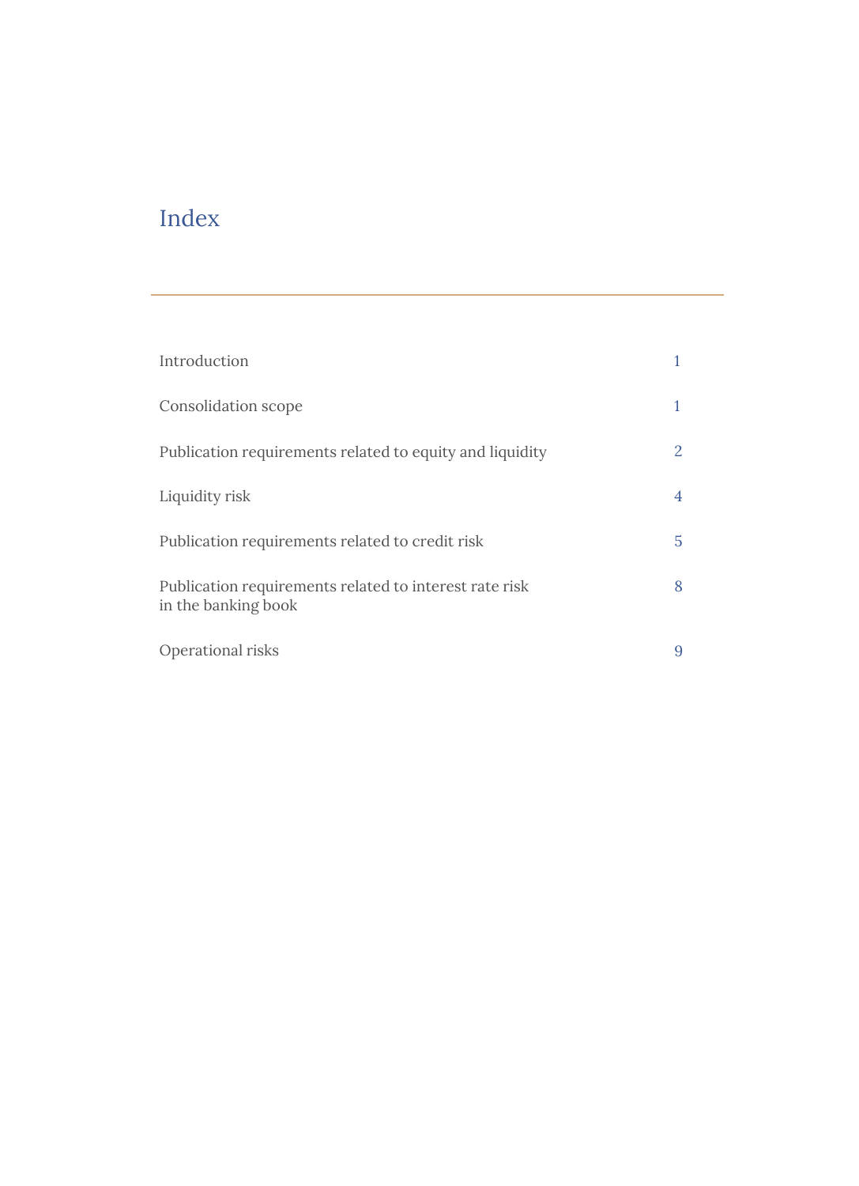# Index

| | |
|---|---|
| Introduction | 1 |
| Consolidation scope | 1 |
| Publication requirements related to equity and liquidity | 2 |
| Liquidity risk | 4 |
| Publication requirements related to credit risk | 5 |
| Publication requirements related to interest rate risk in the banking book | 8 |
| Operational risks | 9 |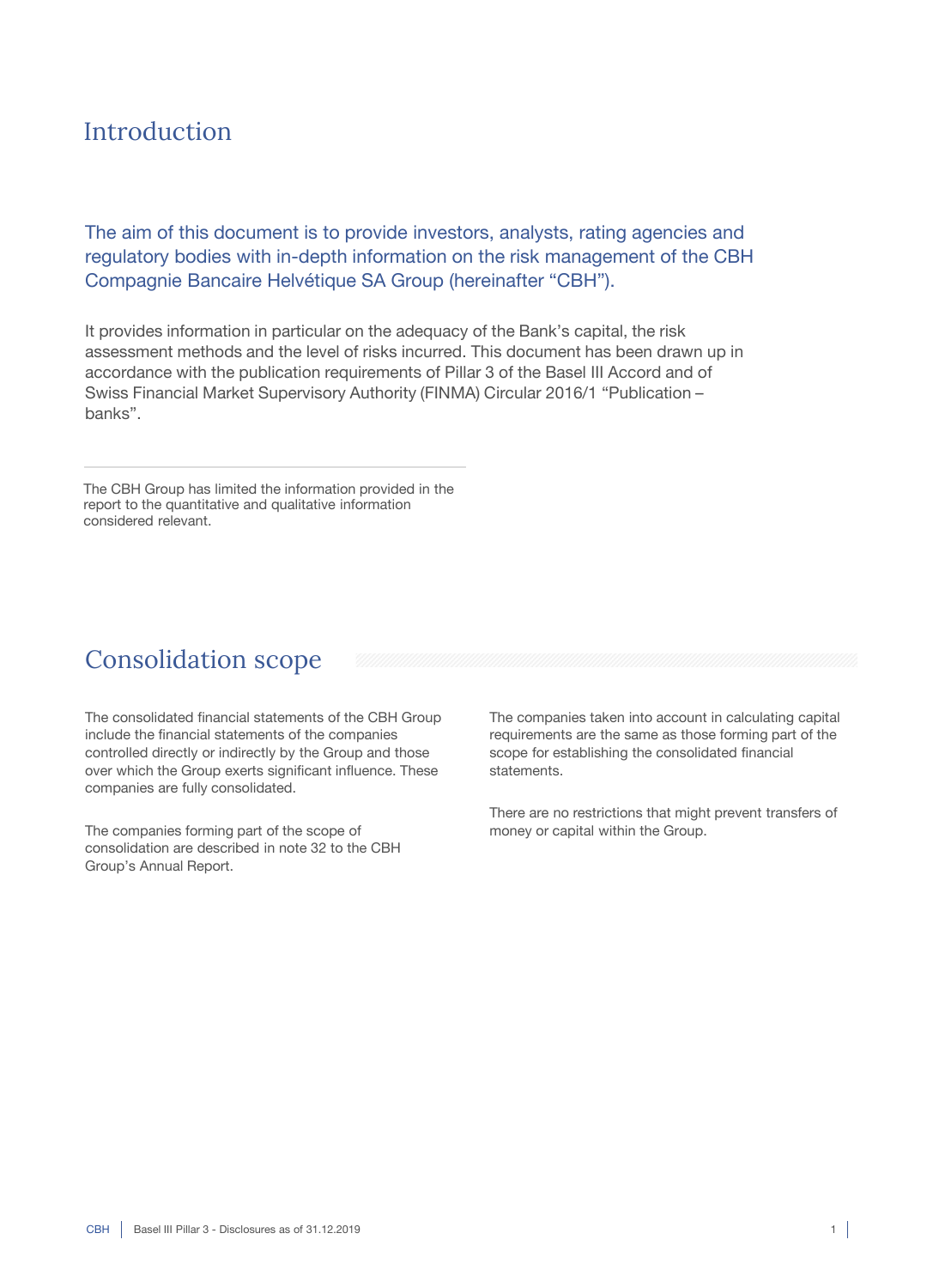# Introduction

The aim of this document is to provide investors, analysts, rating agencies and regulatory bodies with in-depth information on the risk management of the CBH Compagnie Bancaire Helvétique SA Group (hereinafter "CBH").

It provides information in particular on the adequacy of the Bank's capital, the risk assessment methods and the level of risks incurred. This document has been drawn up in accordance with the publication requirements of Pillar 3 of the Basel III Accord and of Swiss Financial Market Supervisory Authority (FINMA) Circular 2016/1 "Publication – banks".

The CBH Group has limited the information provided in the report to the quantitative and qualitative information considered relevant.

# Consolidation scope

The consolidated financial statements of the CBH Group include the financial statements of the companies controlled directly or indirectly by the Group and those over which the Group exerts significant influence. These companies are fully consolidated.

The companies forming part of the scope of consolidation are described in note 32 to the CBH Group's Annual Report.

The companies taken into account in calculating capital requirements are the same as those forming part of the scope for establishing the consolidated financial statements.

There are no restrictions that might prevent transfers of money or capital within the Group.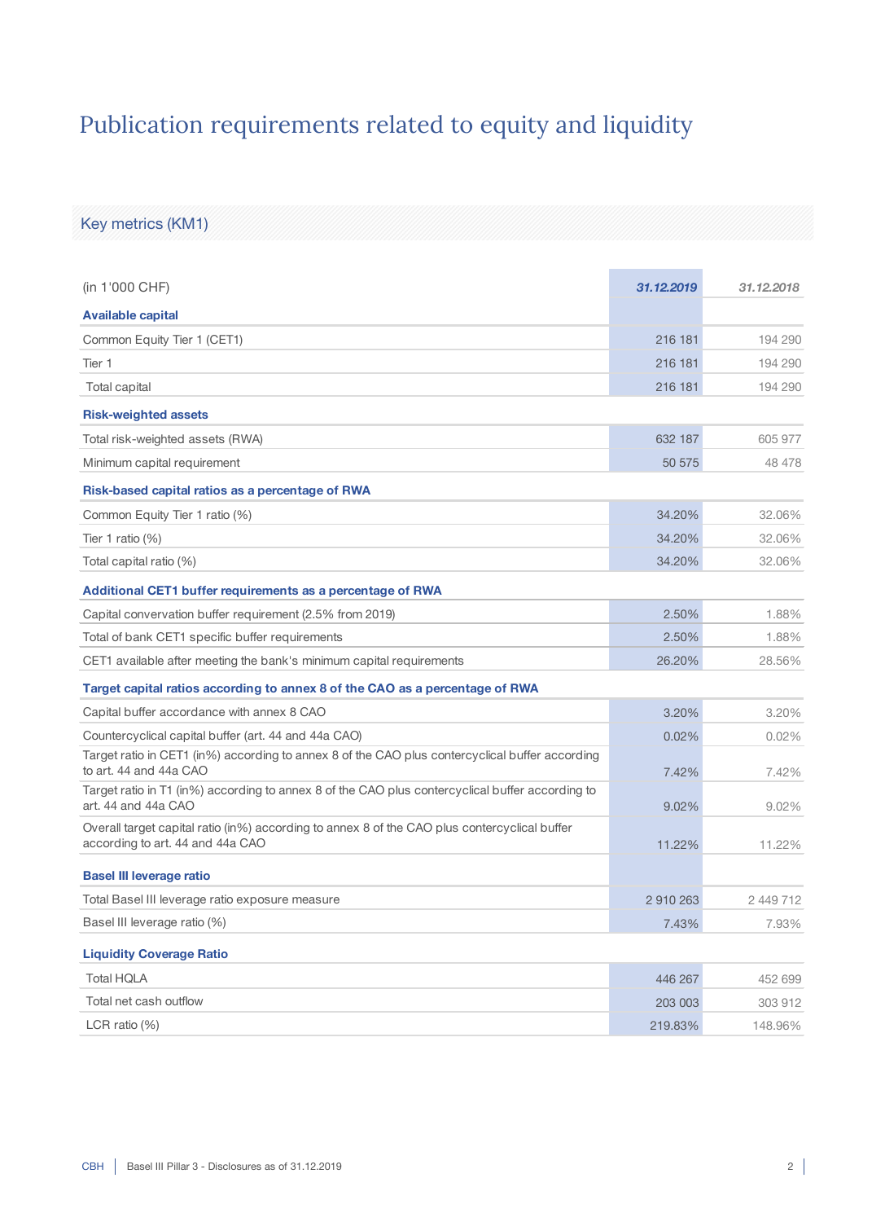# Publication requirements related to equity and liquidity

## Key metrics (KM1)

| (in 1'000 CHF) | *31.12.2019* | *31.12.2018* |
|---|---|---|
| **Available capital** | | |
| Common Equity Tier 1 (CET1) | 216 181 | 194 290 |
| Tier 1 | 216 181 | 194 290 |
| Total capital | 216 181 | 194 290 |
| **Risk-weighted assets** | | |
| Total risk-weighted assets (RWA) | 632 187 | 605 977 |
| Minimum capital requirement | 50 575 | 48 478 |
| **Risk-based capital ratios as a percentage of RWA** | | |
| Common Equity Tier 1 ratio (%) | 34.20% | 32.06% |
| Tier 1 ratio (%) | 34.20% | 32.06% |
| Total capital ratio (%) | 34.20% | 32.06% |
| **Additional CET1 buffer requirements as a percentage of RWA** | | |
| Capital convervation buffer requirement (2.5% from 2019) | 2.50% | 1.88% |
| Total of bank CET1 specific buffer requirements | 2.50% | 1.88% |
| CET1 available after meeting the bank's minimum capital requirements | 26.20% | 28.56% |
| **Target capital ratios according to annex 8 of the CAO as a percentage of RWA** | | |
| Capital buffer accordance with annex 8 CAO | 3.20% | 3.20% |
| Countercyclical capital buffer (art. 44 and 44a CAO) | 0.02% | 0.02% |
| Target ratio in CET1 (in%) according to annex 8 of the CAO plus contercyclical buffer according to art. 44 and 44a CAO | 7.42% | 7.42% |
| Target ratio in T1 (in%) according to annex 8 of the CAO plus contercyclical buffer according to art. 44 and 44a CAO | 9.02% | 9.02% |
| Overall target capital ratio (in%) according to annex 8 of the CAO plus contercyclical buffer according to art. 44 and 44a CAO | 11.22% | 11.22% |
| **Basel III leverage ratio** | | |
| Total Basel III leverage ratio exposure measure | 2 910 263 | 2 449 712 |
| Basel III leverage ratio (%) | 7.43% | 7.93% |
| **Liquidity Coverage Ratio** | | |
| Total HQLA | 446 267 | 452 699 |
| Total net cash outflow | 203 003 | 303 912 |
| LCR ratio (%) | 219.83% | 148.96% |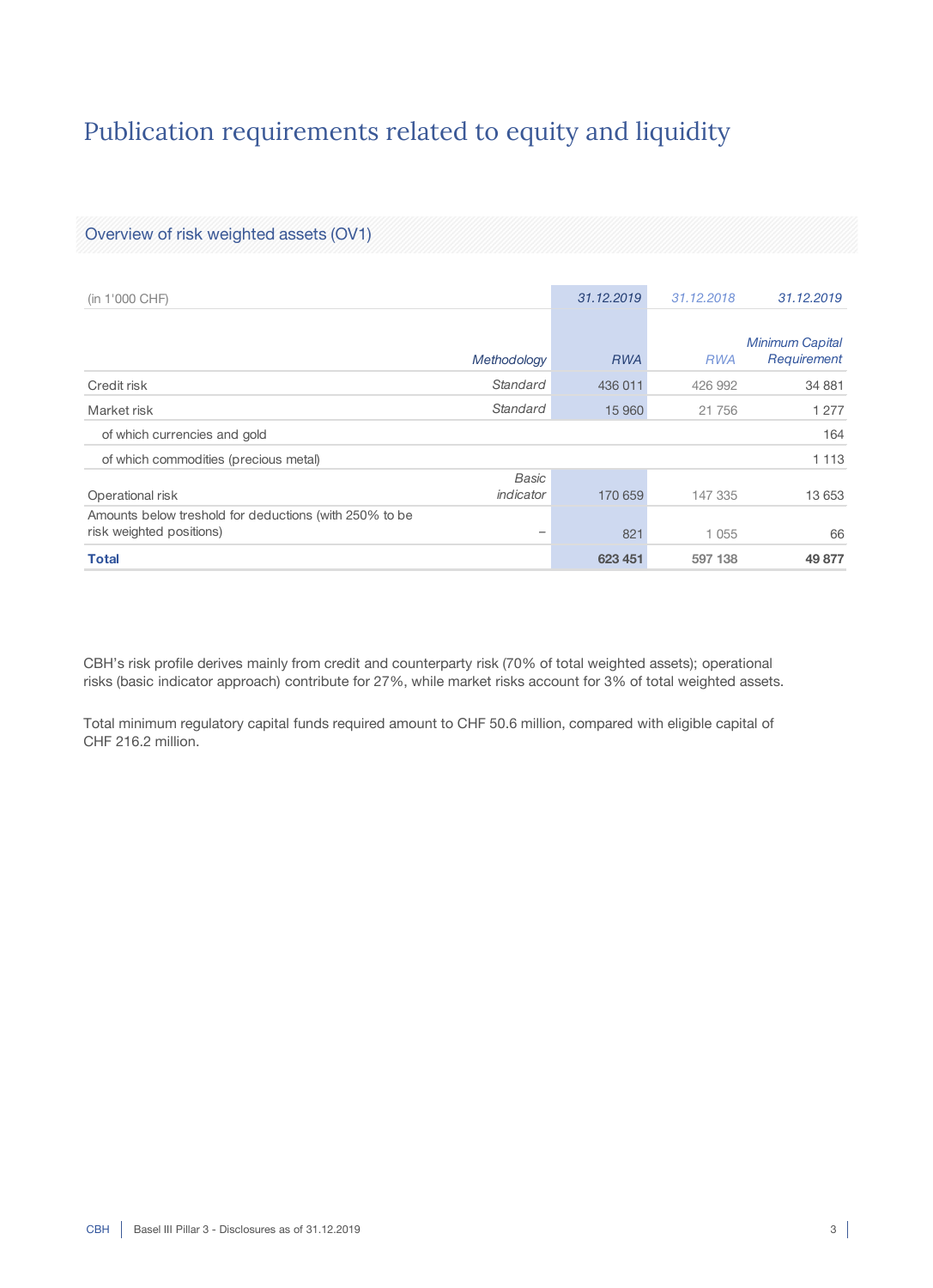# Publication requirements related to equity and liquidity

## Overview of risk weighted assets (OV1)

| (in 1'000 CHF) | | 31.12.2019 | 31.12.2018 | 31.12.2019 |
|---|---|---|---|---|
| | *Methodology* | *RWA* | *RWA* | *Minimum Capital Requirement* |
| Credit risk | *Standard* | 436 011 | 426 992 | 34 881 |
| Market risk | *Standard* | 15 960 | 21 756 | 1 277 |
| of which currencies and gold | | | | 164 |
| of which commodities (precious metal) | | | | 1 113 |
| Operational risk | *Basic indicator* | 170 659 | 147 335 | 13 653 |
| Amounts below treshold for deductions (with 250% to be risk weighted positions) | – | 821 | 1 055 | 66 |
| **Total** | | **623 451** | **597 138** | **49 877** |

CBH's risk profile derives mainly from credit and counterparty risk (70% of total weighted assets); operational risks (basic indicator approach) contribute for 27%, while market risks account for 3% of total weighted assets.

Total minimum regulatory capital funds required amount to CHF 50.6 million, compared with eligible capital of CHF 216.2 million.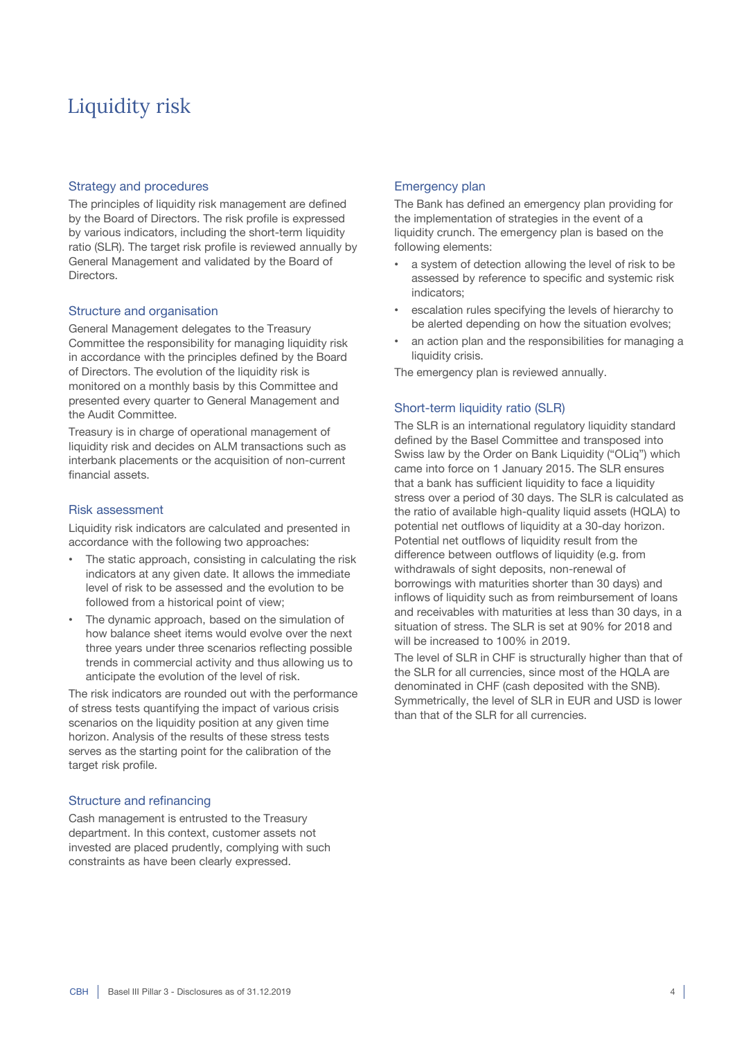# Liquidity risk

## Strategy and procedures

The principles of liquidity risk management are defined by the Board of Directors. The risk profile is expressed by various indicators, including the short-term liquidity ratio (SLR). The target risk profile is reviewed annually by General Management and validated by the Board of Directors.

## Structure and organisation

General Management delegates to the Treasury Committee the responsibility for managing liquidity risk in accordance with the principles defined by the Board of Directors. The evolution of the liquidity risk is monitored on a monthly basis by this Committee and presented every quarter to General Management and the Audit Committee.

Treasury is in charge of operational management of liquidity risk and decides on ALM transactions such as interbank placements or the acquisition of non-current financial assets.

## Risk assessment

Liquidity risk indicators are calculated and presented in accordance with the following two approaches:

- The static approach, consisting in calculating the risk indicators at any given date. It allows the immediate level of risk to be assessed and the evolution to be followed from a historical point of view;
- The dynamic approach, based on the simulation of how balance sheet items would evolve over the next three years under three scenarios reflecting possible trends in commercial activity and thus allowing us to anticipate the evolution of the level of risk.

The risk indicators are rounded out with the performance of stress tests quantifying the impact of various crisis scenarios on the liquidity position at any given time horizon. Analysis of the results of these stress tests serves as the starting point for the calibration of the target risk profile.

## Structure and refinancing

Cash management is entrusted to the Treasury department. In this context, customer assets not invested are placed prudently, complying with such constraints as have been clearly expressed.

## Emergency plan

The Bank has defined an emergency plan providing for the implementation of strategies in the event of a liquidity crunch. The emergency plan is based on the following elements:

- a system of detection allowing the level of risk to be assessed by reference to specific and systemic risk indicators;
- escalation rules specifying the levels of hierarchy to be alerted depending on how the situation evolves;
- an action plan and the responsibilities for managing a liquidity crisis.

The emergency plan is reviewed annually.

## Short-term liquidity ratio (SLR)

The SLR is an international regulatory liquidity standard defined by the Basel Committee and transposed into Swiss law by the Order on Bank Liquidity ("OLiq") which came into force on 1 January 2015. The SLR ensures that a bank has sufficient liquidity to face a liquidity stress over a period of 30 days. The SLR is calculated as the ratio of available high-quality liquid assets (HQLA) to potential net outflows of liquidity at a 30-day horizon. Potential net outflows of liquidity result from the difference between outflows of liquidity (e.g. from withdrawals of sight deposits, non-renewal of borrowings with maturities shorter than 30 days) and inflows of liquidity such as from reimbursement of loans and receivables with maturities at less than 30 days, in a situation of stress. The SLR is set at 90% for 2018 and will be increased to 100% in 2019.

The level of SLR in CHF is structurally higher than that of the SLR for all currencies, since most of the HQLA are denominated in CHF (cash deposited with the SNB). Symmetrically, the level of SLR in EUR and USD is lower than that of the SLR for all currencies.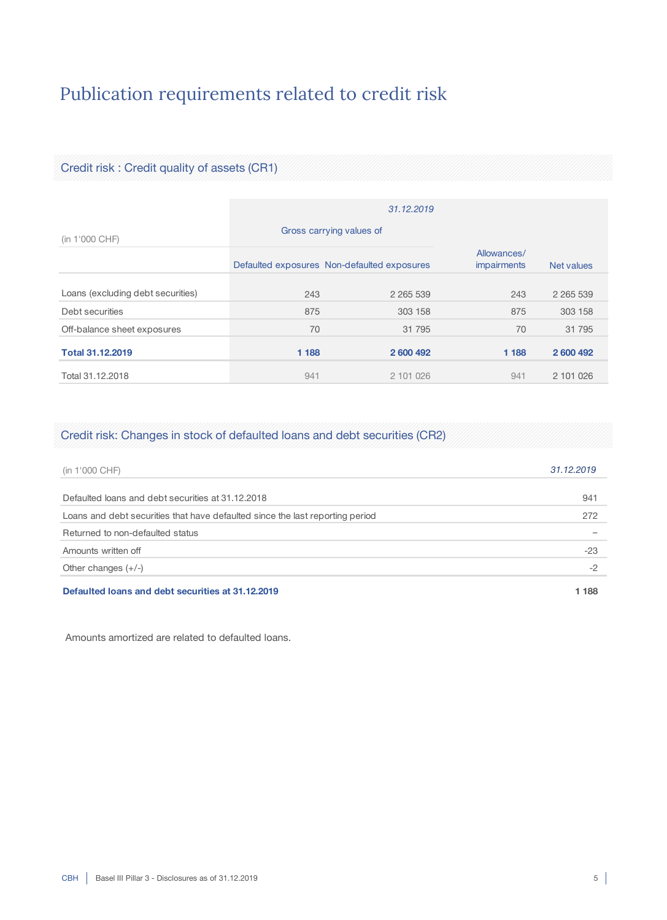# Publication requirements related to credit risk

## Credit risk : Credit quality of assets (CR1)

| (in 1'000 CHF) | 31.12.2019 | | | |
|---|---|---|---|---|
| | Gross carrying values of | | | |
| | Defaulted exposures | Non-defaulted exposures | Allowances/ impairments | Net values |
| Loans (excluding debt securities) | 243 | 2 265 539 | 243 | 2 265 539 |
| Debt securities | 875 | 303 158 | 875 | 303 158 |
| Off-balance sheet exposures | 70 | 31 795 | 70 | 31 795 |
| **Total 31.12.2019** | **1 188** | **2 600 492** | **1 188** | **2 600 492** |
| Total 31.12.2018 | 941 | 2 101 026 | 941 | 2 101 026 |

## Credit risk: Changes in stock of defaulted loans and debt securities (CR2)

| (in 1'000 CHF) | *31.12.2019* |
|---|---|
| Defaulted loans and debt securities at 31.12.2018 | 941 |
| Loans and debt securities that have defaulted since the last reporting period | 272 |
| Returned to non-defaulted status | – |
| Amounts written off | -23 |
| Other changes (+/-) | -2 |
| **Defaulted loans and debt securities at 31.12.2019** | **1 188** |

Amounts amortized are related to defaulted loans.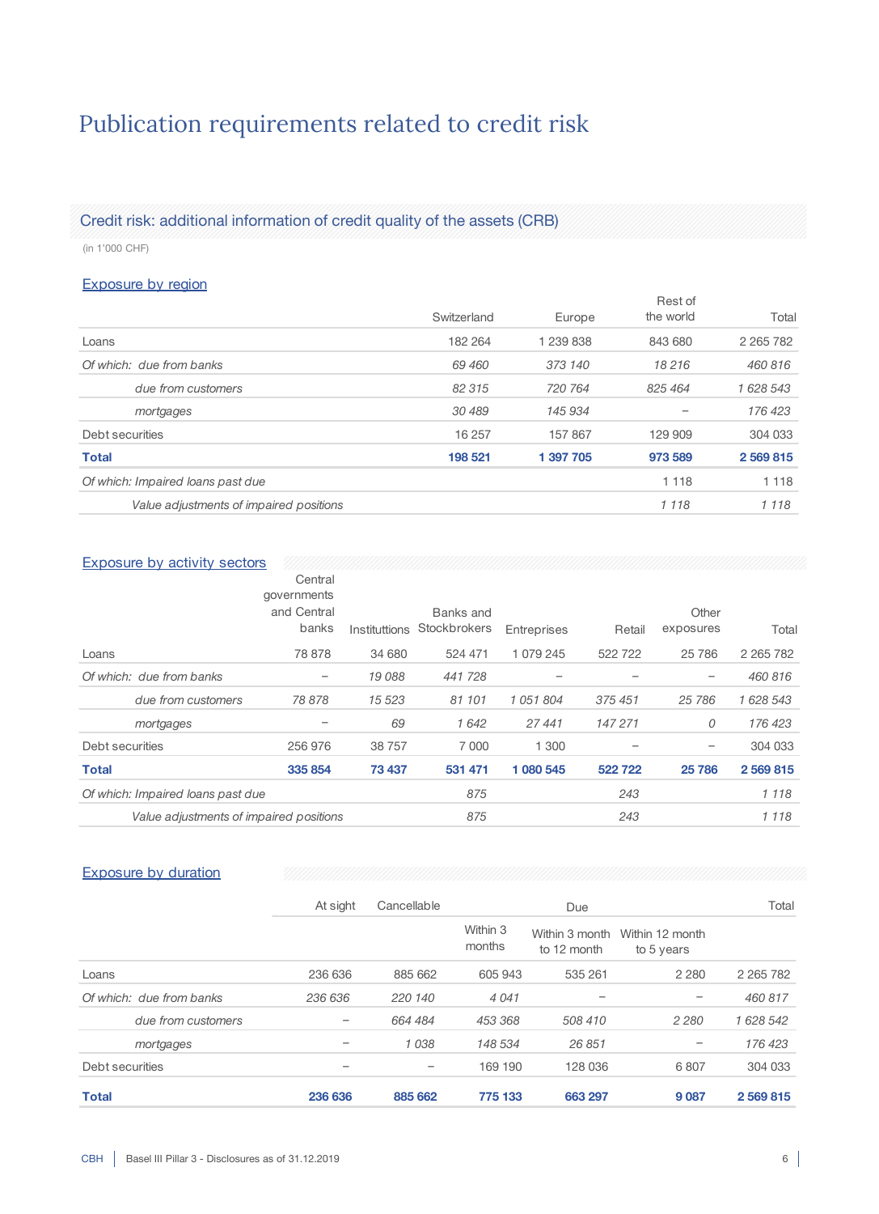# Publication requirements related to credit risk

## Credit risk: additional information of credit quality of the assets (CRB)

(in 1'000 CHF)

### Exposure by region

| | Switzerland | Europe | Rest of the world | Total |
|---|---|---|---|---|
| Loans | 182 264 | 1 239 838 | 843 680 | 2 265 782 |
| *Of which: due from banks* | *69 460* | *373 140* | *18 216* | *460 816* |
| *due from customers* | *82 315* | *720 764* | *825 464* | *1 628 543* |
| *mortgages* | *30 489* | *145 934* | *–* | *176 423* |
| Debt securities | 16 257 | 157 867 | 129 909 | 304 033 |
| **Total** | **198 521** | **1 397 705** | **973 589** | **2 569 815** |
| *Of which: Impaired loans past due* | | | 1 118 | 1 118 |
| *Value adjustments of impaired positions* | | | *1 118* | *1 118* |

### Exposure by activity sectors

| | Central governments and Central banks | Institutions | Banks and Stockbrokers | Entreprises | Retail | Other exposures | Total |
|---|---|---|---|---|---|---|---|
| Loans | 78 878 | 34 680 | 524 471 | 1 079 245 | 522 722 | 25 786 | 2 265 782 |
| *Of which: due from banks* | *–* | *19 088* | *441 728* | *–* | *–* | *–* | *460 816* |
| *due from customers* | *78 878* | *15 523* | *81 101* | *1 051 804* | *375 451* | *25 786* | *1 628 543* |
| *mortgages* | *–* | *69* | *1 642* | *27 441* | *147 271* | *0* | *176 423* |
| Debt securities | 256 976 | 38 757 | 7 000 | 1 300 | – | – | 304 033 |
| **Total** | **335 854** | **73 437** | **531 471** | **1 080 545** | **522 722** | **25 786** | **2 569 815** |
| *Of which: Impaired loans past due* | | | *875* | | *243* | | *1 118* |
| *Value adjustments of impaired positions* | | | *875* | | *243* | | *1 118* |

### Exposure by duration

| | At sight | Cancellable | Due | | | Total |
|---|---|---|---|---|---|---|
| | | | Within 3 months | Within 3 month to 12 month | Within 12 month to 5 years | |
| Loans | 236 636 | 885 662 | 605 943 | 535 261 | 2 280 | 2 265 782 |
| *Of which: due from banks* | *236 636* | *220 140* | *4 041* | *–* | *–* | *460 817* |
| *due from customers* | *–* | *664 484* | *453 368* | *508 410* | *2 280* | *1 628 542* |
| *mortgages* | *–* | *1 038* | *148 534* | *26 851* | *–* | *176 423* |
| Debt securities | – | – | 169 190 | 128 036 | 6 807 | 304 033 |
| **Total** | **236 636** | **885 662** | **775 133** | **663 297** | **9 087** | **2 569 815** |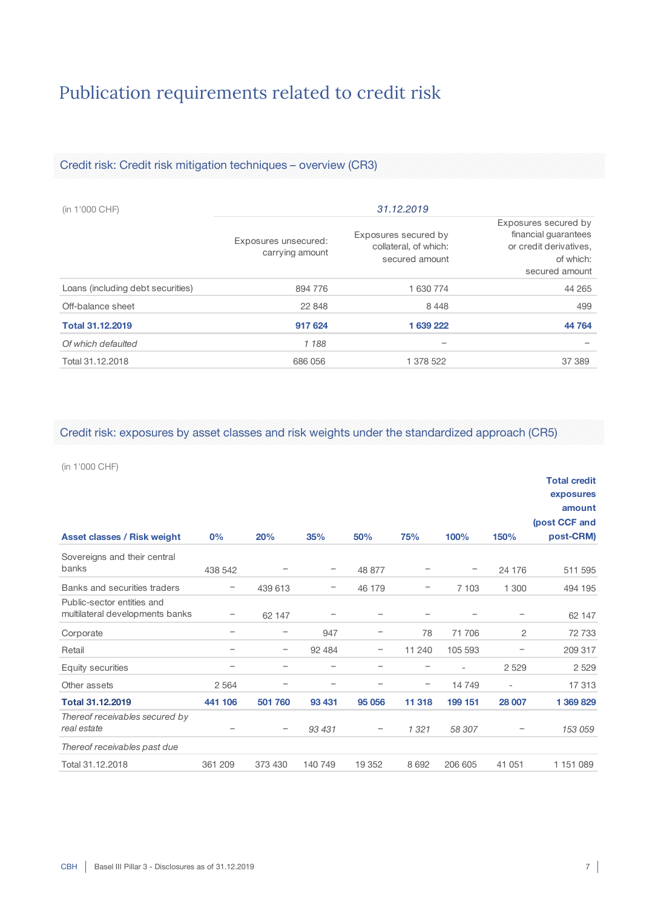# Publication requirements related to credit risk

## Credit risk: Credit risk mitigation techniques – overview (CR3)

| (in 1'000 CHF) | 31.12.2019 | | |
|---|---|---|---|
| | Exposures unsecured: carrying amount | Exposures secured by collateral, of which: secured amount | Exposures secured by financial guarantees or credit derivatives, of which: secured amount |
| Loans (including debt securities) | 894 776 | 1 630 774 | 44 265 |
| Off-balance sheet | 22 848 | 8 448 | 499 |
| **Total 31.12.2019** | **917 624** | **1 639 222** | **44 764** |
| *Of which defaulted* | *1 188* | – | – |
| Total 31.12.2018 | 686 056 | 1 378 522 | 37 389 |

## Credit risk: exposures by asset classes and risk weights under the standardized approach (CR5)

(in 1'000 CHF)

| Asset classes / Risk weight | 0% | 20% | 35% | 50% | 75% | 100% | 150% | Total credit exposures amount (post CCF and post-CRM) |
|---|---|---|---|---|---|---|---|---|
| Sovereigns and their central banks | 438 542 | – | – | 48 877 | – | – | 24 176 | 511 595 |
| Banks and securities traders | – | 439 613 | – | 46 179 | – | 7 103 | 1 300 | 494 195 |
| Public-sector entities and multilateral developments banks | – | 62 147 | – | – | – | – | – | 62 147 |
| Corporate | – | – | 947 | – | 78 | 71 706 | 2 | 72 733 |
| Retail | – | – | 92 484 | – | 11 240 | 105 593 | – | 209 317 |
| Equity securities | – | – | – | – | – | - | 2 529 | 2 529 |
| Other assets | 2 564 | – | – | – | – | 14 749 | - | 17 313 |
| **Total 31.12.2019** | **441 106** | **501 760** | **93 431** | **95 056** | **11 318** | **199 151** | **28 007** | **1 369 829** |
| *Thereof receivables secured by real estate* | – | – | *93 431* | – | *1 321* | *58 307* | – | *153 059* |
| *Thereof receivables past due* | | | | | | | | |
| Total 31.12.2018 | 361 209 | 373 430 | 140 749 | 19 352 | 8 692 | 206 605 | 41 051 | 1 151 089 |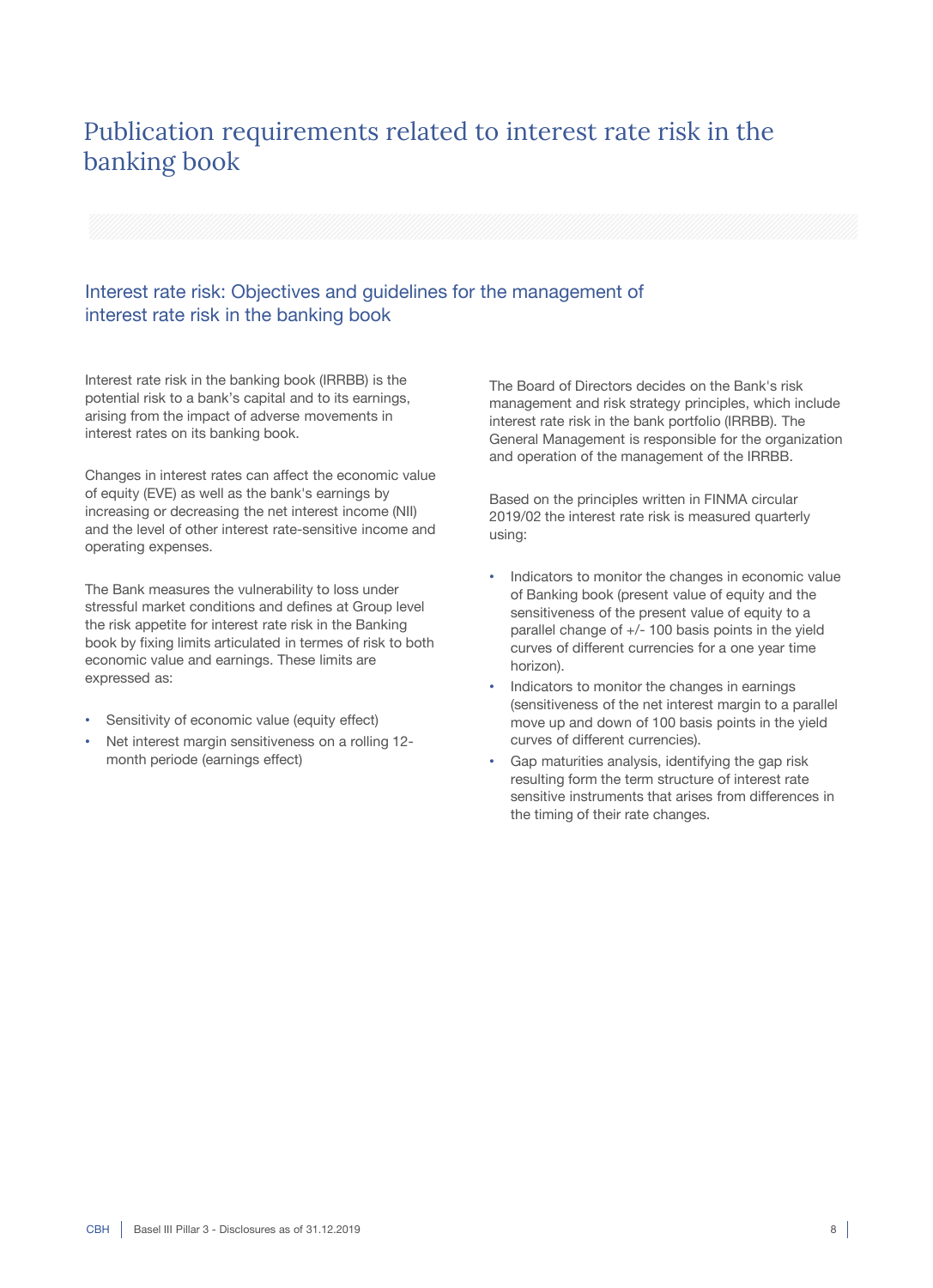# Publication requirements related to interest rate risk in the banking book

## Interest rate risk: Objectives and guidelines for the management of interest rate risk in the banking book

Interest rate risk in the banking book (IRRBB) is the potential risk to a bank's capital and to its earnings, arising from the impact of adverse movements in interest rates on its banking book.

Changes in interest rates can affect the economic value of equity (EVE) as well as the bank's earnings by increasing or decreasing the net interest income (NII) and the level of other interest rate-sensitive income and operating expenses.

The Bank measures the vulnerability to loss under stressful market conditions and defines at Group level the risk appetite for interest rate risk in the Banking book by fixing limits articulated in termes of risk to both economic value and earnings. These limits are expressed as:

- Sensitivity of economic value (equity effect)
- Net interest margin sensitiveness on a rolling 12-month periode (earnings effect)

The Board of Directors decides on the Bank's risk management and risk strategy principles, which include interest rate risk in the bank portfolio (IRRBB). The General Management is responsible for the organization and operation of the management of the IRRBB.

Based on the principles written in FINMA circular 2019/02 the interest rate risk is measured quarterly using:

- Indicators to monitor the changes in economic value of Banking book (present value of equity and the sensitiveness of the present value of equity to a parallel change of +/- 100 basis points in the yield curves of different currencies for a one year time horizon).
- Indicators to monitor the changes in earnings (sensitiveness of the net interest margin to a parallel move up and down of 100 basis points in the yield curves of different currencies).
- Gap maturities analysis, identifying the gap risk resulting form the term structure of interest rate sensitive instruments that arises from differences in the timing of their rate changes.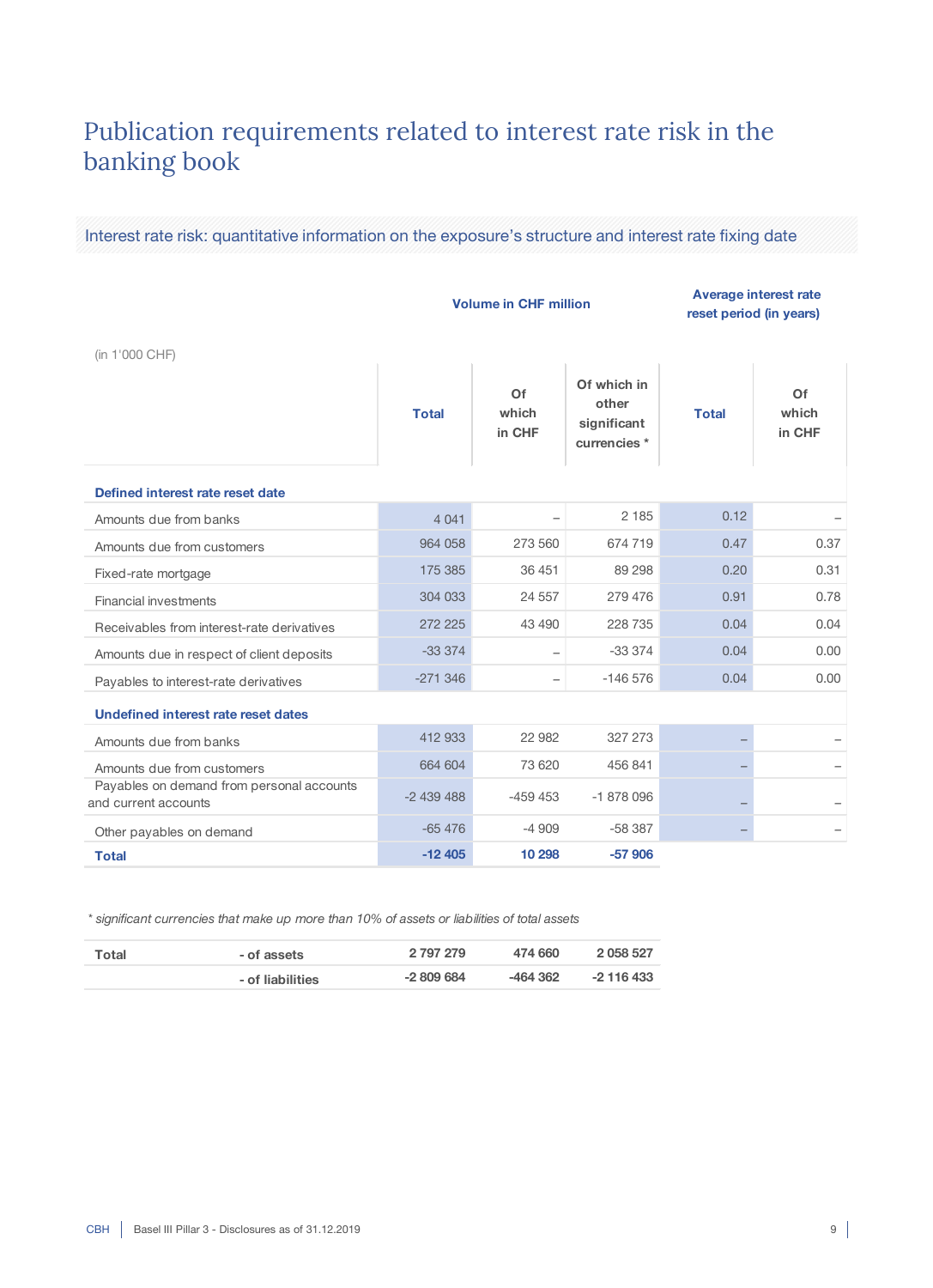# Publication requirements related to interest rate risk in the banking book

## Interest rate risk: quantitative information on the exposure's structure and interest rate fixing date

| (in 1'000 CHF) | Volume in CHF million | | | Average interest rate reset period (in years) | |
|---|---|---|---|---|---|
| | Total | Of which in CHF | Of which in other significant currencies * | Total | Of which in CHF |
| **Defined interest rate reset date** | | | | | |
| Amounts due from banks | 4 041 | – | 2 185 | 0.12 | – |
| Amounts due from customers | 964 058 | 273 560 | 674 719 | 0.47 | 0.37 |
| Fixed-rate mortgage | 175 385 | 36 451 | 89 298 | 0.20 | 0.31 |
| Financial investments | 304 033 | 24 557 | 279 476 | 0.91 | 0.78 |
| Receivables from interest-rate derivatives | 272 225 | 43 490 | 228 735 | 0.04 | 0.04 |
| Amounts due in respect of client deposits | -33 374 | – | -33 374 | 0.04 | 0.00 |
| Payables to interest-rate derivatives | -271 346 | – | -146 576 | 0.04 | 0.00 |
| **Undefined interest rate reset dates** | | | | | |
| Amounts due from banks | 412 933 | 22 982 | 327 273 | – | – |
| Amounts due from customers | 664 604 | 73 620 | 456 841 | – | – |
| Payables on demand from personal accounts and current accounts | -2 439 488 | -459 453 | -1 878 096 | – | – |
| Other payables on demand | -65 476 | -4 909 | -58 387 | – | – |
| **Total** | **-12 405** | **10 298** | **-57 906** | | |

*\* significant currencies that make up more than 10% of assets or liabilities of total assets*

| | | | | |
|---|---|---|---|---|
| **Total** | **- of assets** | **2 797 279** | **474 660** | **2 058 527** |
| | **- of liabilities** | **-2 809 684** | **-464 362** | **-2 116 433** |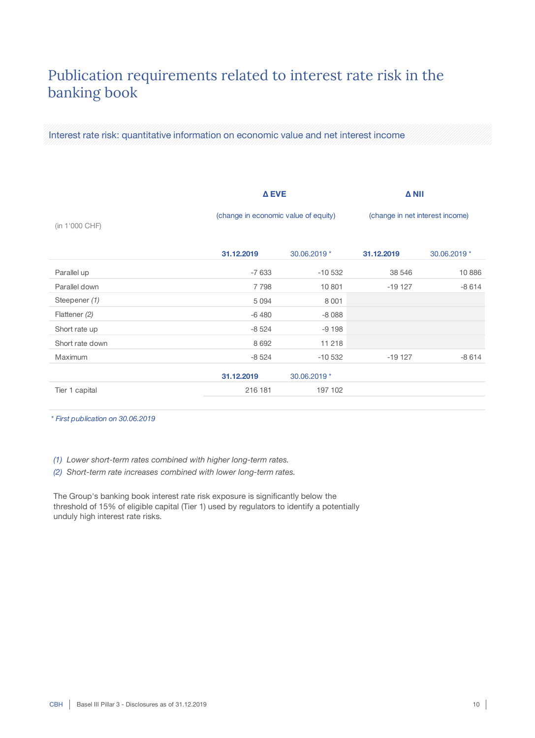# Publication requirements related to interest rate risk in the banking book

## Interest rate risk: quantitative information on economic value and net interest income

| (in 1'000 CHF) | Δ EVE (change in economic value of equity) | | Δ NII (change in net interest income) | |
|---|---|---|---|---|
| | **31.12.2019** | 30.06.2019 * | **31.12.2019** | 30.06.2019 * |
| Parallel up | -7 633 | -10 532 | 38 546 | 10 886 |
| Parallel down | 7 798 | 10 801 | -19 127 | -8 614 |
| Steepener *(1)* | 5 094 | 8 001 | | |
| Flattener *(2)* | -6 480 | -8 088 | | |
| Short rate up | -8 524 | -9 198 | | |
| Short rate down | 8 692 | 11 218 | | |
| Maximum | -8 524 | -10 532 | -19 127 | -8 614 |
| | **31.12.2019** | 30.06.2019 * | | |
| Tier 1 capital | 216 181 | 197 102 | | |

*\* First publication on 30.06.2019*

*(1) Lower short-term rates combined with higher long-term rates.*

*(2) Short-term rate increases combined with lower long-term rates.*

The Group's banking book interest rate risk exposure is significantly below the threshold of 15% of eligible capital (Tier 1) used by regulators to identify a potentially unduly high interest rate risks.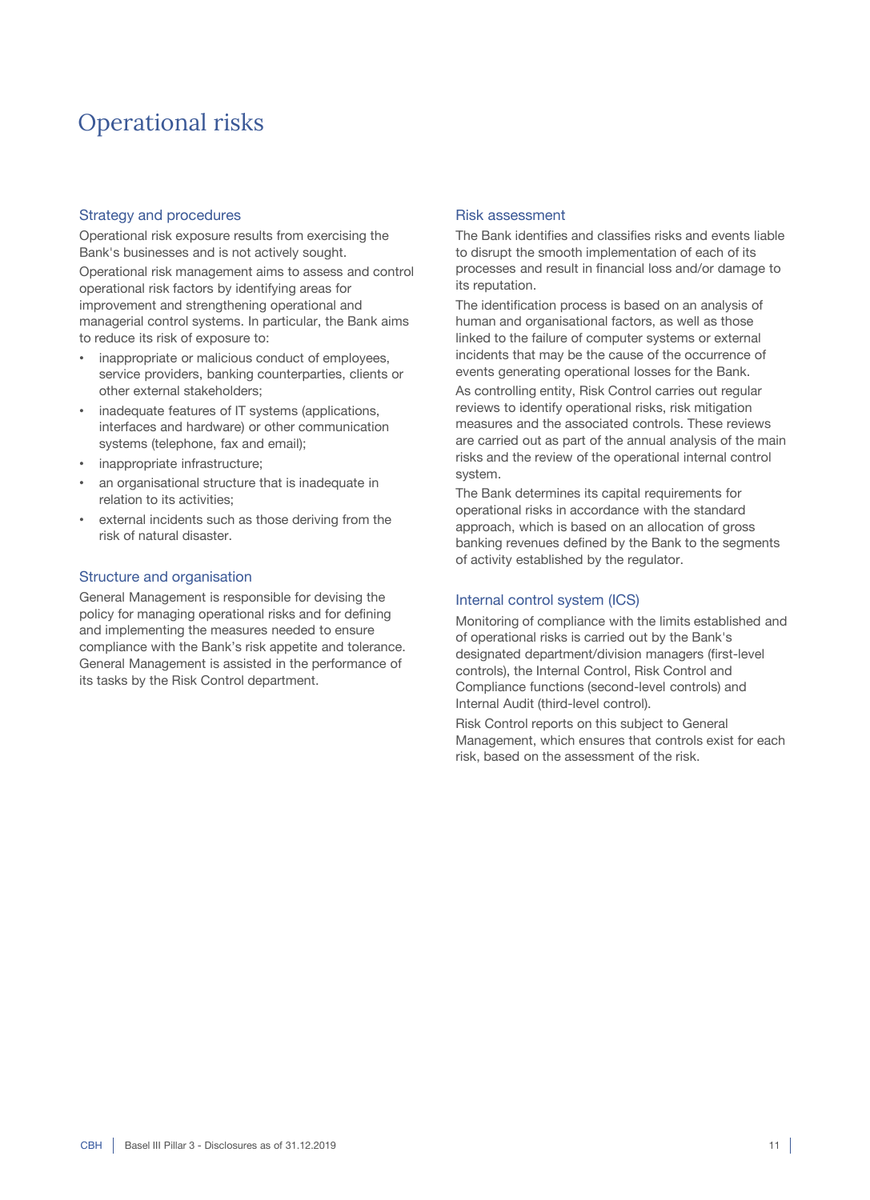# Operational risks

## Strategy and procedures

Operational risk exposure results from exercising the Bank's businesses and is not actively sought.

Operational risk management aims to assess and control operational risk factors by identifying areas for improvement and strengthening operational and managerial control systems. In particular, the Bank aims to reduce its risk of exposure to:

- inappropriate or malicious conduct of employees, service providers, banking counterparties, clients or other external stakeholders;
- inadequate features of IT systems (applications, interfaces and hardware) or other communication systems (telephone, fax and email);
- inappropriate infrastructure;
- an organisational structure that is inadequate in relation to its activities;
- external incidents such as those deriving from the risk of natural disaster.

## Structure and organisation

General Management is responsible for devising the policy for managing operational risks and for defining and implementing the measures needed to ensure compliance with the Bank's risk appetite and tolerance. General Management is assisted in the performance of its tasks by the Risk Control department.

## Risk assessment

The Bank identifies and classifies risks and events liable to disrupt the smooth implementation of each of its processes and result in financial loss and/or damage to its reputation.

The identification process is based on an analysis of human and organisational factors, as well as those linked to the failure of computer systems or external incidents that may be the cause of the occurrence of events generating operational losses for the Bank.

As controlling entity, Risk Control carries out regular reviews to identify operational risks, risk mitigation measures and the associated controls. These reviews are carried out as part of the annual analysis of the main risks and the review of the operational internal control system.

The Bank determines its capital requirements for operational risks in accordance with the standard approach, which is based on an allocation of gross banking revenues defined by the Bank to the segments of activity established by the regulator.

## Internal control system (ICS)

Monitoring of compliance with the limits established and of operational risks is carried out by the Bank's designated department/division managers (first-level controls), the Internal Control, Risk Control and Compliance functions (second-level controls) and Internal Audit (third-level control).

Risk Control reports on this subject to General Management, which ensures that controls exist for each risk, based on the assessment of the risk.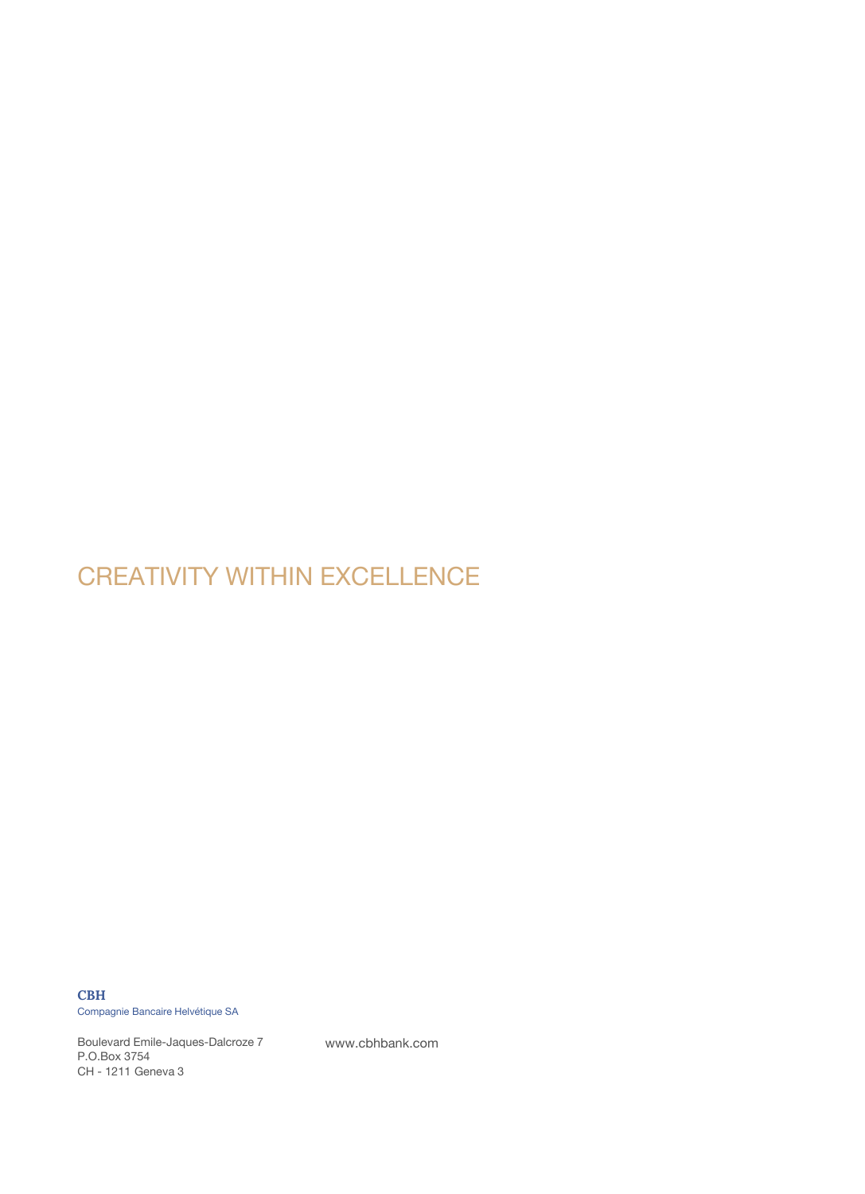CREATIVITY WITHIN EXCELLENCE

**CBH**
Compagnie Bancaire Helvétique SA

Boulevard Emile-Jaques-Dalcroze 7
P.O.Box 3754
CH - 1211 Geneva 3

www.cbhbank.com